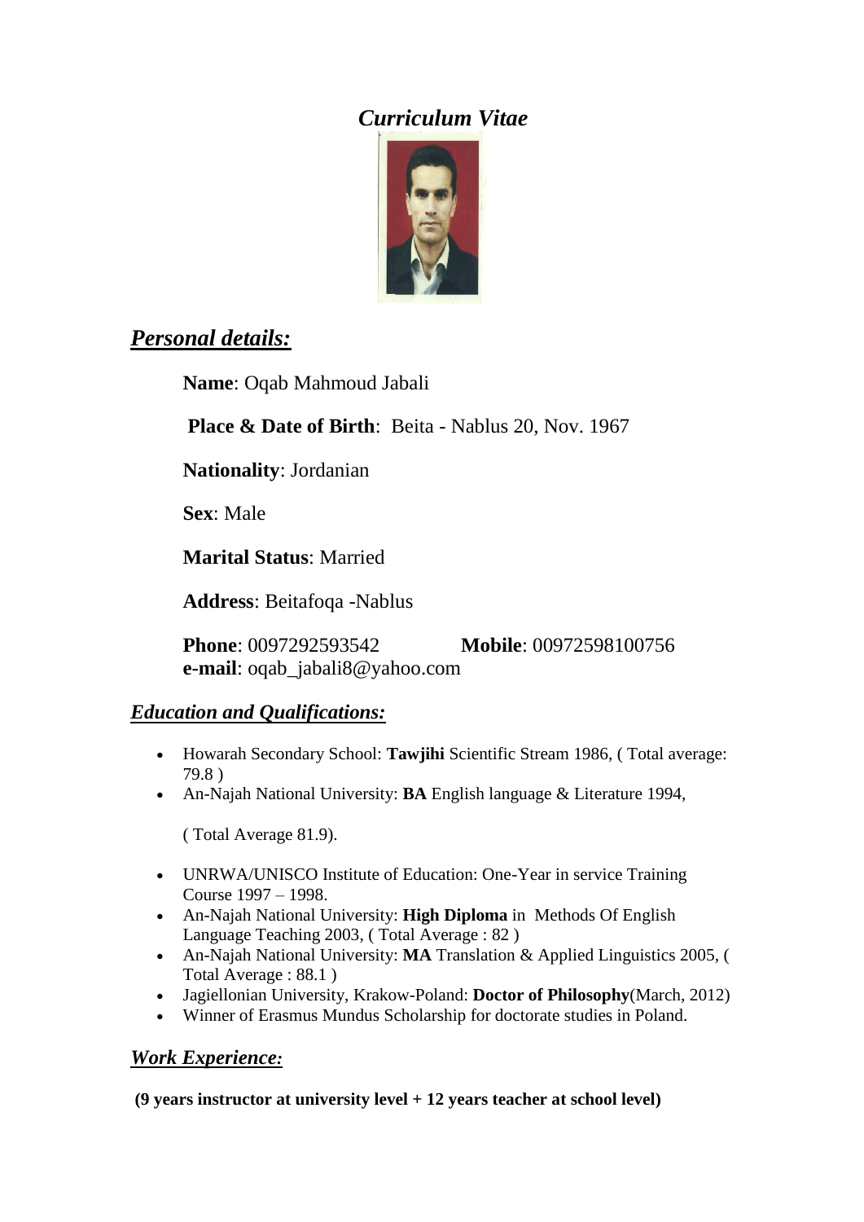# *Curriculum Vitae*

## *Personal details:*

**Name**: Oqab Mahmoud Jabali

**Place & Date of Birth**: Beita - Nablus 20, Nov. 1967

**Nationality**: Jordanian

**Sex**: Male

**Marital Status**: Married

**Address**: Beitafoqa -Nablus

**Phone**: 0097292593542 **Mobile**: 00972598100756
**e-mail**: oqab_jabali8@yahoo.com

### *Education and Qualifications:*

- Howarah Secondary School: **Tawjihi** Scientific Stream 1986, ( Total average: 79.8 )
- An-Najah National University: **BA** English language & Literature 1994,

  ( Total Average 81.9).

- UNRWA/UNISCO Institute of Education: One-Year in service Training Course 1997 – 1998.
- An-Najah National University: **High Diploma** in Methods Of English Language Teaching 2003, ( Total Average : 82 )
- An-Najah National University: **MA** Translation & Applied Linguistics 2005, ( Total Average : 88.1 )
- Jagiellonian University, Krakow-Poland: **Doctor of Philosophy**(March, 2012)
- Winner of Erasmus Mundus Scholarship for doctorate studies in Poland.

### *Work Experience:*

**(9 years instructor at university level + 12 years teacher at school level)**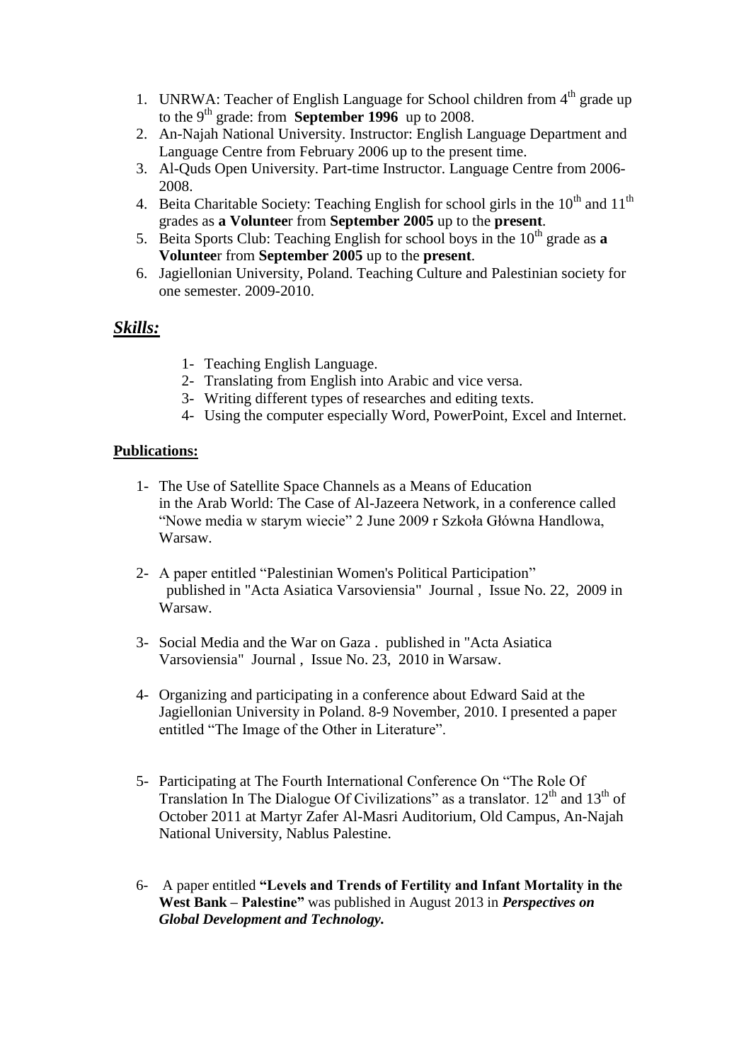1. UNRWA: Teacher of English Language for School children from 4th grade up to the 9th grade: from **September 1996** up to 2008.
2. An-Najah National University. Instructor: English Language Department and Language Centre from February 2006 up to the present time.
3. Al-Quds Open University. Part-time Instructor. Language Centre from 2006-2008.
4. Beita Charitable Society: Teaching English for school girls in the 10th and 11th grades as **a Voluntee**r from **September 2005** up to the **present**.
5. Beita Sports Club: Teaching English for school boys in the 10th grade as **a Voluntee**r from **September 2005** up to the **present**.
6. Jagiellonian University, Poland. Teaching Culture and Palestinian society for one semester. 2009-2010.

## ***Skills:***

1- Teaching English Language.
2- Translating from English into Arabic and vice versa.
3- Writing different types of researches and editing texts.
4- Using the computer especially Word, PowerPoint, Excel and Internet.

**Publications:**

1- The Use of Satellite Space Channels as a Means of Education in the Arab World: The Case of Al-Jazeera Network, in a conference called "Nowe media w starym wiecie" 2 June 2009 r Szkoła Główna Handlowa, Warsaw.

2- A paper entitled "Palestinian Women's Political Participation" published in "Acta Asiatica Varsoviensia" Journal , Issue No. 22, 2009 in Warsaw.

3- Social Media and the War on Gaza . published in "Acta Asiatica Varsoviensia" Journal , Issue No. 23, 2010 in Warsaw.

4- Organizing and participating in a conference about Edward Said at the Jagiellonian University in Poland. 8-9 November, 2010. I presented a paper entitled "The Image of the Other in Literature".

5- Participating at The Fourth International Conference On "The Role Of Translation In The Dialogue Of Civilizations" as a translator. 12th and 13th of October 2011 at Martyr Zafer Al-Masri Auditorium, Old Campus, An-Najah National University, Nablus Palestine.

6- A paper entitled **"Levels and Trends of Fertility and Infant Mortality in the West Bank – Palestine"** was published in August 2013 in ***Perspectives on Global Development and Technology.***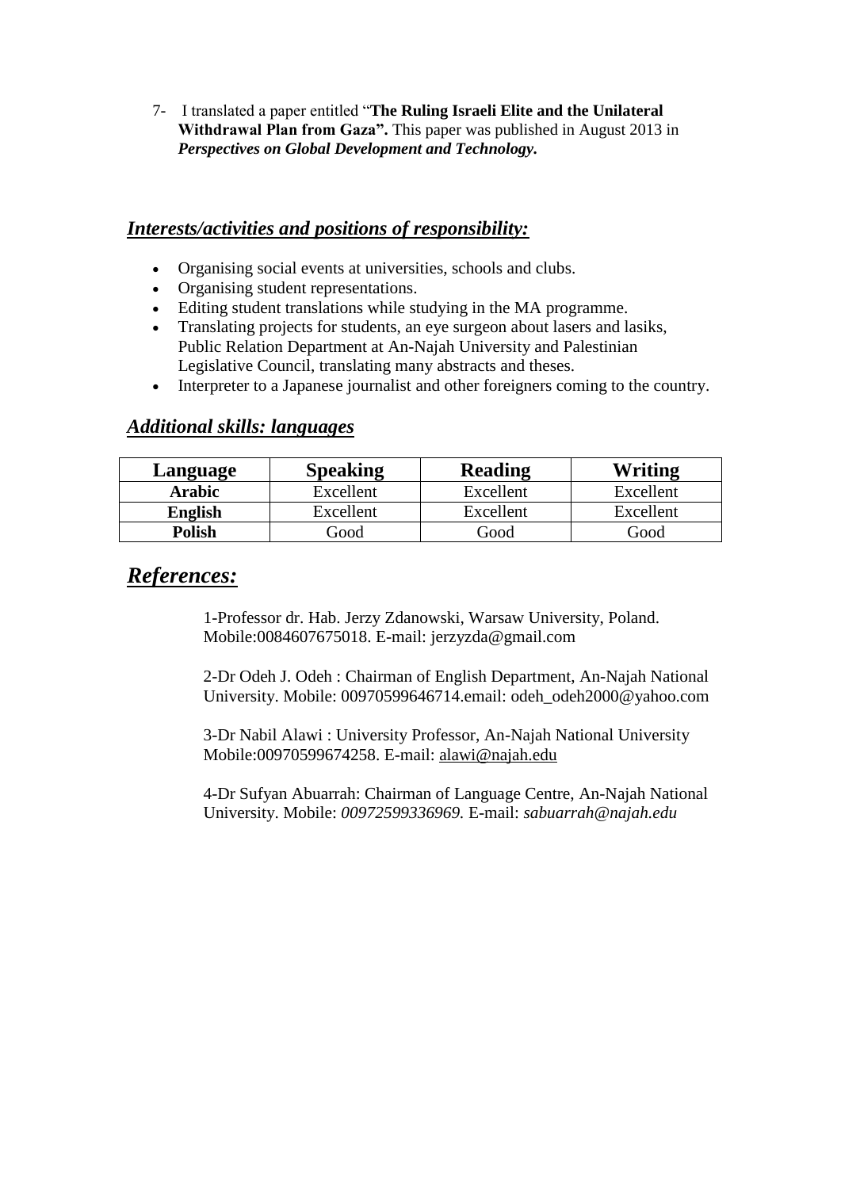7- I translated a paper entitled "**The Ruling Israeli Elite and the Unilateral Withdrawal Plan from Gaza".** This paper was published in August 2013 in ***Perspectives on Global Development and Technology.***

## ***Interests/activities and positions of responsibility:***

- Organising social events at universities, schools and clubs.
- Organising student representations.
- Editing student translations while studying in the MA programme.
- Translating projects for students, an eye surgeon about lasers and lasiks, Public Relation Department at An-Najah University and Palestinian Legislative Council, translating many abstracts and theses.
- Interpreter to a Japanese journalist and other foreigners coming to the country.

## ***Additional skills: languages***

| Language | Speaking | Reading | Writing |
|---|---|---|---|
| **Arabic** | Excellent | Excellent | Excellent |
| **English** | Excellent | Excellent | Excellent |
| **Polish** | Good | Good | Good |

# ***References:***

1-Professor dr. Hab. Jerzy Zdanowski, Warsaw University, Poland. Mobile:0084607675018. E-mail: jerzyzda@gmail.com

2-Dr Odeh J. Odeh : Chairman of English Department, An-Najah National University. Mobile: 00970599646714.email: odeh_odeh2000@yahoo.com

3-Dr Nabil Alawi : University Professor, An-Najah National University Mobile:00970599674258. E-mail: alawi@najah.edu

4-Dr Sufyan Abuarrah: Chairman of Language Centre, An-Najah National University. Mobile: *00972599336969.* E-mail: *sabuarrah@najah.edu*